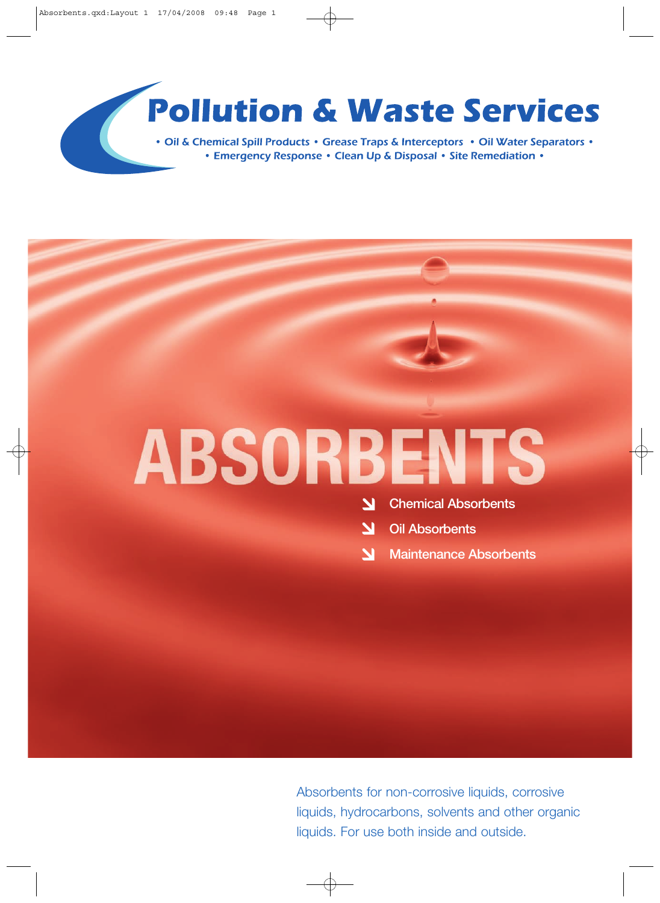# Pollution & Waste Services

• Oil & Chemical Spill Products • Grease Traps & Interceptors • Oil Water Separators •
• Emergency Response • Clean Up & Disposal • Site Remediation •

# ABSORBENTS

- Chemical Absorbents
- Oil Absorbents
- Maintenance Absorbents

Absorbents for non-corrosive liquids, corrosive liquids, hydrocarbons, solvents and other organic liquids. For use both inside and outside.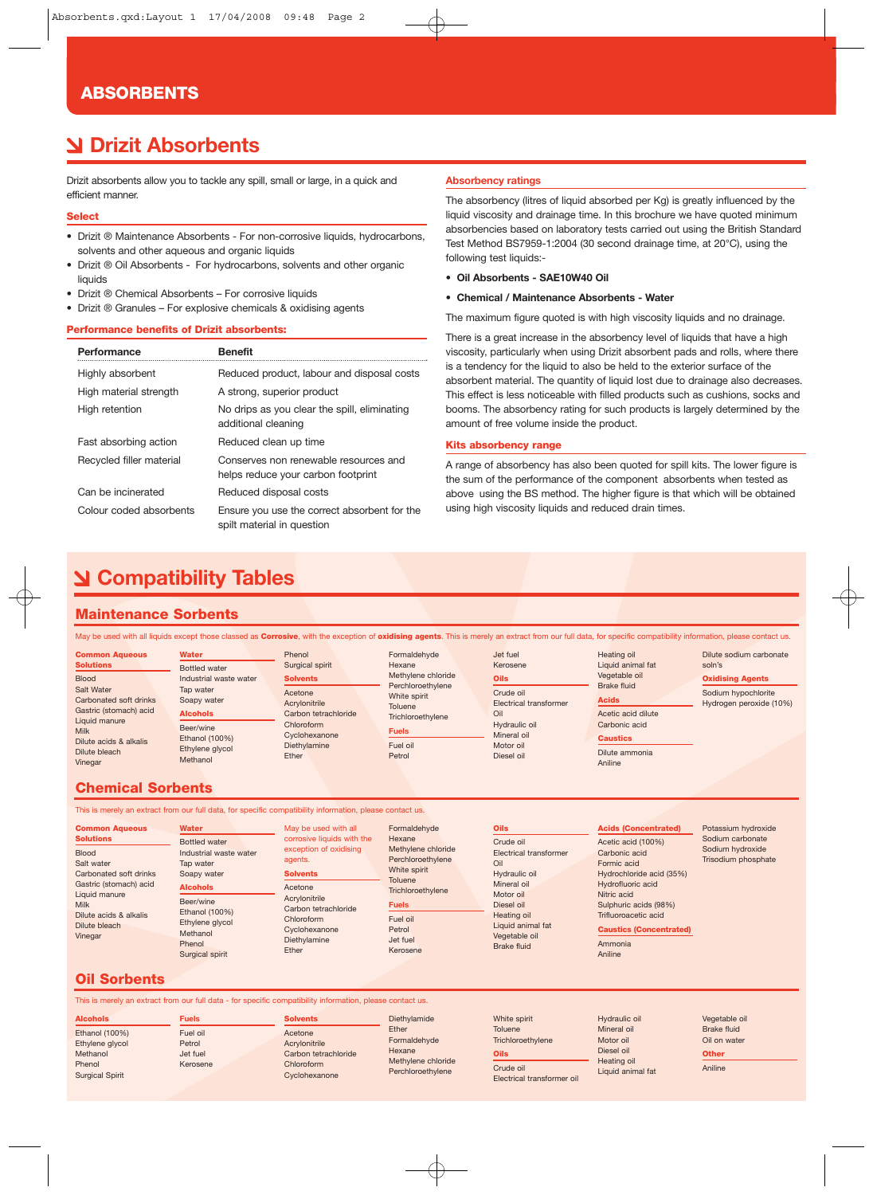# ABSORBENTS

## Drizit Absorbents

Drizit absorbents allow you to tackle any spill, small or large, in a quick and efficient manner.

### Select

- Drizit ® Maintenance Absorbents - For non-corrosive liquids, hydrocarbons, solvents and other aqueous and organic liquids
- Drizit ® Oil Absorbents - For hydrocarbons, solvents and other organic liquids
- Drizit ® Chemical Absorbents – For corrosive liquids
- Drizit ® Granules – For explosive chemicals & oxidising agents

### Performance benefits of Drizit absorbents:

| Performance | Benefit |
|---|---|
| Highly absorbent | Reduced product, labour and disposal costs |
| High material strength | A strong, superior product |
| High retention | No drips as you clear the spill, eliminating additional cleaning |
| Fast absorbing action | Reduced clean up time |
| Recycled filler material | Conserves non renewable resources and helps reduce your carbon footprint |
| Can be incinerated | Reduced disposal costs |
| Colour coded absorbents | Ensure you use the correct absorbent for the spilt material in question |

### Absorbency ratings

The absorbency (litres of liquid absorbed per Kg) is greatly influenced by the liquid viscosity and drainage time. In this brochure we have quoted minimum absorbencies based on laboratory tests carried out using the British Standard Test Method BS7959-1:2004 (30 second drainage time, at 20°C), using the following test liquids:-

- **Oil Absorbents - SAE10W40 Oil**
- **Chemical / Maintenance Absorbents - Water**

The maximum figure quoted is with high viscosity liquids and no drainage.

There is a great increase in the absorbency level of liquids that have a high viscosity, particularly when using Drizit absorbent pads and rolls, where there is a tendency for the liquid to also be held to the exterior surface of the absorbent material. The quantity of liquid lost due to drainage also decreases. This effect is less noticeable with filled products such as cushions, socks and booms. The absorbency rating for such products is largely determined by the amount of free volume inside the product.

### Kits absorbency range

A range of absorbency has also been quoted for spill kits. The lower figure is the sum of the performance of the component absorbents when tested as above using the BS method. The higher figure is that which will be obtained using high viscosity liquids and reduced drain times.

## Compatibility Tables

### Maintenance Sorbents

May be used with all liquids except those classed as **Corrosive**, with the exception of **oxidising agents**. This is merely an extract from our full data, for specific compatibility information, please contact us.

**Common Aqueous Solutions**
Blood
Salt Water
Carbonated soft drinks
Gastric (stomach) acid
Liquid manure
Milk
Dilute acids & alkalis
Dilute bleach
Vinegar

**Water**
Bottled water
Industrial waste water
Tap water
Soapy water

**Alcohols**
Beer/wine
Ethanol (100%)
Ethylene glycol
Methanol
Phenol
Surgical spirit

**Solvents**
Acetone
Acrylonitrile
Carbon tetrachloride
Chloroform
Cyclohexanone
Diethylamine
Ether
Formaldehyde
Hexane
Methylene chloride
Perchloroethylene
White spirit
Toluene
Trichloroethylene

**Fuels**
Fuel oil
Petrol
Jet fuel
Kerosene

**Oils**
Crude oil
Electrical transformer Oil
Hydraulic oil
Mineral oil
Motor oil
Diesel oil
Heating oil
Liquid animal fat
Vegetable oil
Brake fluid

**Acids**
Acetic acid dilute
Carbonic acid

**Caustics**
Dilute ammonia
Aniline
Dilute sodium carbonate soln's

**Oxidising Agents**
Sodium hypochlorite
Hydrogen peroxide (10%)

### Chemical Sorbents

This is merely an extract from our full data, for specific compatibility information, please contact us.

**Common Aqueous Solutions**
Blood
Salt water
Carbonated soft drinks
Gastric (stomach) acid
Liquid manure
Milk
Dilute acids & alkalis
Dilute bleach
Vinegar

**Water**
Bottled water
Industrial waste water
Tap water
Soapy water

**Alcohols**
Beer/wine
Ethanol (100%)
Ethylene glycol
Methanol
Phenol
Surgical spirit

May be used with all corrosive liquids with the exception of oxidising agents.

**Solvents**
Acetone
Acrylonitrile
Carbon tetrachloride
Chloroform
Cyclohexanone
Diethylamine
Ether
Formaldehyde
Hexane
Methylene chloride
Perchloroethylene
White spirit
Toluene
Trichloroethylene

**Fuels**
Fuel oil
Petrol
Jet fuel
Kerosene

**Oils**
Crude oil
Electrical transformer Oil
Hydraulic oil
Mineral oil
Motor oil
Diesel oil
Heating oil
Liquid animal fat
Vegetable oil
Brake fluid

**Acids (Concentrated)**
Acetic acid (100%)
Carbonic acid
Formic acid
Hydrochloride acid (35%)
Hydrofluoric acid
Nitric acid
Sulphuric acids (98%)
Trifluoroacetic acid

**Caustics (Concentrated)**
Ammonia
Aniline
Potassium hydroxide
Sodium carbonate
Sodium hydroxide
Trisodium phosphate

### Oil Sorbents

This is merely an extract from our full data - for specific compatibility information, please contact us.

**Alcohols**
Ethanol (100%)
Ethylene glycol
Methanol
Phenol
Surgical Spirit

**Fuels**
Fuel oil
Petrol
Jet fuel
Kerosene

**Solvents**
Acetone
Acrylonitrile
Carbon tetrachloride
Chloroform
Cyclohexanone
Diethylamide
Ether
Formaldehyde
Hexane
Methylene chloride
Perchloroethylene
White spirit
Toluene
Trichloroethylene

**Oils**
Crude oil
Electrical transformer oil
Hydraulic oil
Mineral oil
Motor oil
Diesel oil
Heating oil
Liquid animal fat
Vegetable oil
Brake fluid
Oil on water

**Other**
Aniline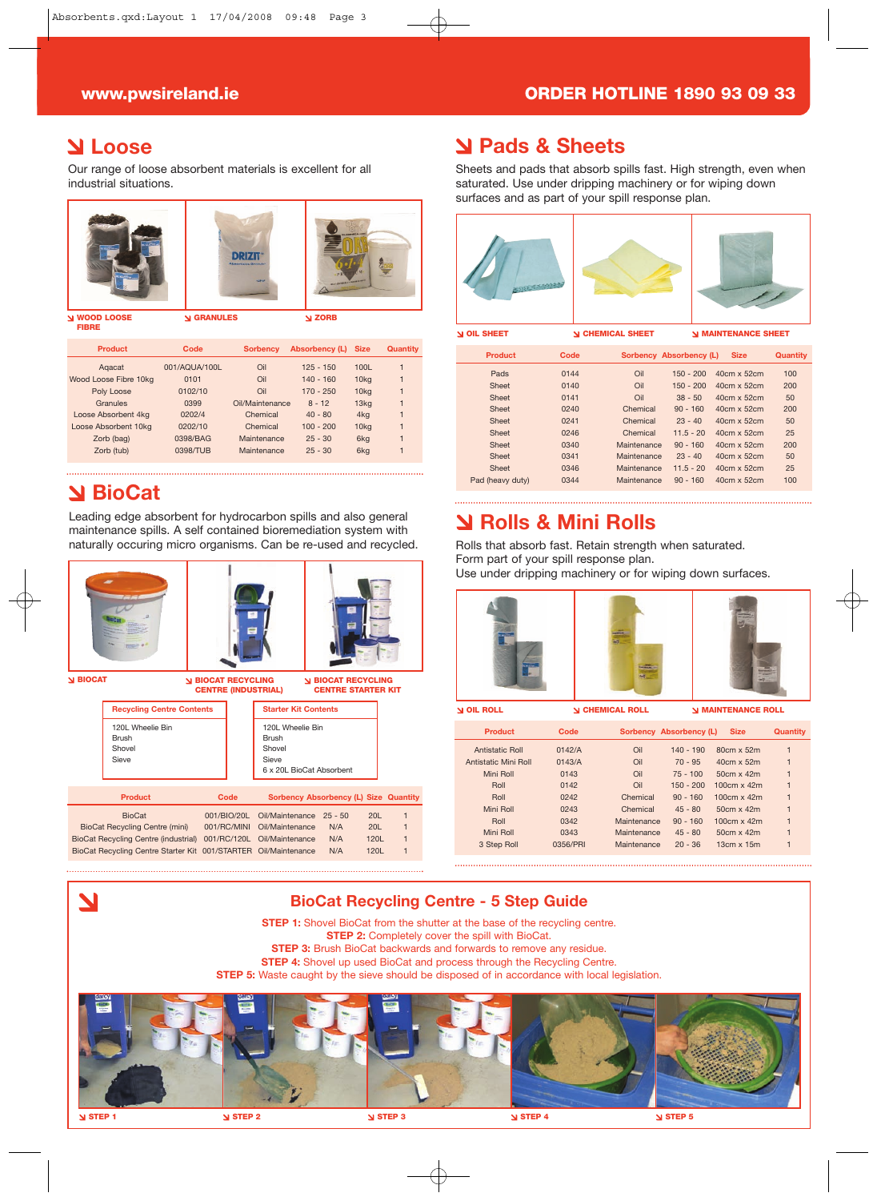www.pwsireland.ie

ORDER HOTLINE 1890 93 09 33

## Loose

Our range of loose absorbent materials is excellent for all industrial situations.

WOOD LOOSE FIBRE

GRANULES

ZORB

| Product | Code | Sorbency | Absorbency (L) | Size | Quantity |
|---|---|---|---|---|---|
| Aqacat | 001/AQUA/100L | Oil | 125 - 150 | 100L | 1 |
| Wood Loose Fibre 10kg | 0101 | Oil | 140 - 160 | 10kg | 1 |
| Poly Loose | 0102/10 | Oil | 170 - 250 | 10kg | 1 |
| Granules | 0399 | Oil/Maintenance | 8 - 12 | 13kg | 1 |
| Loose Absorbent 4kg | 0202/4 | Chemical | 40 - 80 | 4kg | 1 |
| Loose Absorbent 10kg | 0202/10 | Chemical | 100 - 200 | 10kg | 1 |
| Zorb (bag) | 0398/BAG | Maintenance | 25 - 30 | 6kg | 1 |
| Zorb (tub) | 0398/TUB | Maintenance | 25 - 30 | 6kg | 1 |

## BioCat

Leading edge absorbent for hydrocarbon spills and also general maintenance spills. A self contained bioremediation system with naturally occuring micro organisms. Can be re-used and recycled.

BIOCAT

BIOCAT RECYCLING CENTRE (INDUSTRIAL)

BIOCAT RECYCLING CENTRE STARTER KIT

**Recycling Centre Contents**

- 120L Wheelie Bin
- Brush
- Shovel
- Sieve

**Starter Kit Contents**

- 120L Wheelie Bin
- Brush
- Shovel
- Sieve
- 6 x 20L BioCat Absorbent

| Product | Code | Sorbency | Absorbency (L) | Size | Quantity |
|---|---|---|---|---|---|
| BioCat | 001/BIO/20L | Oil/Maintenance | 25 - 50 | 20L | 1 |
| BioCat Recycling Centre (mini) | 001/RC/MINI | Oil/Maintenance | N/A | 20L | 1 |
| BioCat Recycling Centre (industrial) | 001/RC/120L | Oil/Maintenance | N/A | 120L | 1 |
| BioCat Recycling Centre Starter Kit | 001/STARTER | Oil/Maintenance | N/A | 120L | 1 |

## Pads & Sheets

Sheets and pads that absorb spills fast. High strength, even when saturated. Use under dripping machinery or for wiping down surfaces and as part of your spill response plan.

OIL SHEET

CHEMICAL SHEET

MAINTENANCE SHEET

| Product | Code | Sorbency | Absorbency (L) | Size | Quantity |
|---|---|---|---|---|---|
| Pads | 0144 | Oil | 150 - 200 | 40cm x 52cm | 100 |
| Sheet | 0140 | Oil | 150 - 200 | 40cm x 52cm | 200 |
| Sheet | 0141 | Oil | 38 - 50 | 40cm x 52cm | 50 |
| Sheet | 0240 | Chemical | 90 - 160 | 40cm x 52cm | 200 |
| Sheet | 0241 | Chemical | 23 - 40 | 40cm x 52cm | 50 |
| Sheet | 0246 | Chemical | 11.5 - 20 | 40cm x 52cm | 25 |
| Sheet | 0340 | Maintenance | 90 - 160 | 40cm x 52cm | 200 |
| Sheet | 0341 | Maintenance | 23 - 40 | 40cm x 52cm | 50 |
| Sheet | 0346 | Maintenance | 11.5 - 20 | 40cm x 52cm | 25 |
| Pad (heavy duty) | 0344 | Maintenance | 90 - 160 | 40cm x 52cm | 100 |

## Rolls & Mini Rolls

Rolls that absorb fast. Retain strength when saturated.
Form part of your spill response plan.
Use under dripping machinery or for wiping down surfaces.

OIL ROLL

CHEMICAL ROLL

MAINTENANCE ROLL

| Product | Code | Sorbency | Absorbency (L) | Size | Quantity |
|---|---|---|---|---|---|
| Antistatic Roll | 0142/A | Oil | 140 - 190 | 80cm x 52m | 1 |
| Antistatic Mini Roll | 0143/A | Oil | 70 - 95 | 40cm x 52m | 1 |
| Mini Roll | 0143 | Oil | 75 - 100 | 50cm x 42m | 1 |
| Roll | 0142 | Oil | 150 - 200 | 100cm x 42m | 1 |
| Roll | 0242 | Chemical | 90 - 160 | 100cm x 42m | 1 |
| Mini Roll | 0243 | Chemical | 45 - 80 | 50cm x 42m | 1 |
| Roll | 0342 | Maintenance | 90 - 160 | 100cm x 42m | 1 |
| Mini Roll | 0343 | Maintenance | 45 - 80 | 50cm x 42m | 1 |
| 3 Step Roll | 0356/PRI | Maintenance | 20 - 36 | 13cm x 15m | 1 |

## BioCat Recycling Centre - 5 Step Guide

**STEP 1:** Shovel BioCat from the shutter at the base of the recycling centre.
**STEP 2:** Completely cover the spill with BioCat.
**STEP 3:** Brush BioCat backwards and forwards to remove any residue.
**STEP 4:** Shovel up used BioCat and process through the Recycling Centre.
**STEP 5:** Waste caught by the sieve should be disposed of in accordance with local legislation.

STEP 1 | STEP 2 | STEP 3 | STEP 4 | STEP 5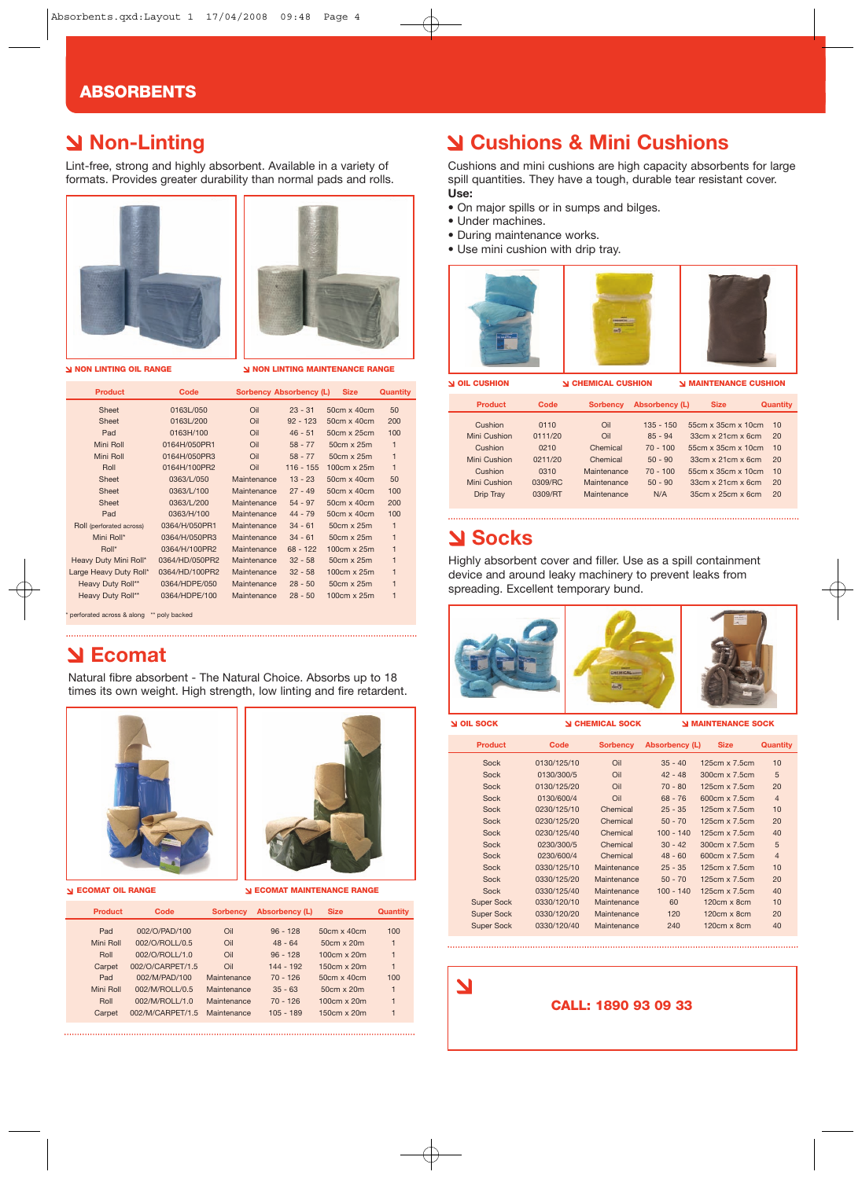# ABSORBENTS

## Non-Linting

Lint-free, strong and highly absorbent. Available in a variety of formats. Provides greater durability than normal pads and rolls.

NON LINTING OIL RANGE

NON LINTING MAINTENANCE RANGE

| Product | Code | Sorbency | Absorbency (L) | Size | Quantity |
|---|---|---|---|---|---|
| Sheet | 0163L/050 | Oil | 23 - 31 | 50cm x 40cm | 50 |
| Sheet | 0163L/200 | Oil | 92 - 123 | 50cm x 40cm | 200 |
| Pad | 0163H/100 | Oil | 46 - 51 | 50cm x 25cm | 100 |
| Mini Roll | 0164H/050PR1 | Oil | 58 - 77 | 50cm x 25m | 1 |
| Mini Roll | 0164H/050PR3 | Oil | 58 - 77 | 50cm x 25m | 1 |
| Roll | 0164H/100PR2 | Oil | 116 - 155 | 100cm x 25m | 1 |
| Sheet | 0363/L/050 | Maintenance | 13 - 23 | 50cm x 40cm | 50 |
| Sheet | 0363/L/100 | Maintenance | 27 - 49 | 50cm x 40cm | 100 |
| Sheet | 0363/L/200 | Maintenance | 54 - 97 | 50cm x 40cm | 200 |
| Pad | 0363/H/100 | Maintenance | 44 - 79 | 50cm x 40cm | 100 |
| Roll (perforated across) | 0364/H/050PR1 | Maintenance | 34 - 61 | 50cm x 25m | 1 |
| Mini Roll* | 0364/H/050PR3 | Maintenance | 34 - 61 | 50cm x 25m | 1 |
| Roll* | 0364/H/100PR2 | Maintenance | 68 - 122 | 100cm x 25m | 1 |
| Heavy Duty Mini Roll* | 0364/HD/050PR2 | Maintenance | 32 - 58 | 50cm x 25m | 1 |
| Large Heavy Duty Roll* | 0364/HD/100PR2 | Maintenance | 32 - 58 | 100cm x 25m | 1 |
| Heavy Duty Roll** | 0364/HDPE/050 | Maintenance | 28 - 50 | 50cm x 25m | 1 |
| Heavy Duty Roll** | 0364/HDPE/100 | Maintenance | 28 - 50 | 100cm x 25m | 1 |

\* perforated across & along ** poly backed

## Ecomat

Natural fibre absorbent - The Natural Choice. Absorbs up to 18 times its own weight. High strength, low linting and fire retardent.

ECOMAT OIL RANGE

ECOMAT MAINTENANCE RANGE

| Product | Code | Sorbency | Absorbency (L) | Size | Quantity |
|---|---|---|---|---|---|
| Pad | 002/O/PAD/100 | Oil | 96 - 128 | 50cm x 40cm | 100 |
| Mini Roll | 002/O/ROLL/0.5 | Oil | 48 - 64 | 50cm x 20m | 1 |
| Roll | 002/O/ROLL/1.0 | Oil | 96 - 128 | 100cm x 20m | 1 |
| Carpet | 002/O/CARPET/1.5 | Oil | 144 - 192 | 150cm x 20m | 1 |
| Pad | 002/M/PAD/100 | Maintenance | 70 - 126 | 50cm x 40cm | 100 |
| Mini Roll | 002/M/ROLL/0.5 | Maintenance | 35 - 63 | 50cm x 20m | 1 |
| Roll | 002/M/ROLL/1.0 | Maintenance | 70 - 126 | 100cm x 20m | 1 |
| Carpet | 002/M/CARPET/1.5 | Maintenance | 105 - 189 | 150cm x 20m | 1 |

## Cushions & Mini Cushions

Cushions and mini cushions are high capacity absorbents for large spill quantities. They have a tough, durable tear resistant cover.

**Use:**

- On major spills or in sumps and bilges.
- Under machines.
- During maintenance works.
- Use mini cushion with drip tray.

OIL CUSHION

CHEMICAL CUSHION

MAINTENANCE CUSHION

| Product | Code | Sorbency | Absorbency (L) | Size | Quantity |
|---|---|---|---|---|---|
| Cushion | 0110 | Oil | 135 - 150 | 55cm x 35cm x 10cm | 10 |
| Mini Cushion | 0111/20 | Oil | 85 - 94 | 33cm x 21cm x 6cm | 20 |
| Cushion | 0210 | Chemical | 70 - 100 | 55cm x 35cm x 10cm | 10 |
| Mini Cushion | 0211/20 | Chemical | 50 - 90 | 33cm x 21cm x 6cm | 20 |
| Cushion | 0310 | Maintenance | 70 - 100 | 55cm x 35cm x 10cm | 10 |
| Mini Cushion | 0309/RC | Maintenance | 50 - 90 | 33cm x 21cm x 6cm | 20 |
| Drip Tray | 0309/RT | Maintenance | N/A | 35cm x 25cm x 6cm | 20 |

## Socks

Highly absorbent cover and filler. Use as a spill containment device and around leaky machinery to prevent leaks from spreading. Excellent temporary bund.

OIL SOCK

CHEMICAL SOCK

MAINTENANCE SOCK

| Product | Code | Sorbency | Absorbency (L) | Size | Quantity |
|---|---|---|---|---|---|
| Sock | 0130/125/10 | Oil | 35 - 40 | 125cm x 7.5cm | 10 |
| Sock | 0130/300/5 | Oil | 42 - 48 | 300cm x 7.5cm | 5 |
| Sock | 0130/125/20 | Oil | 70 - 80 | 125cm x 7.5cm | 20 |
| Sock | 0130/600/4 | Oil | 68 - 76 | 600cm x 7.5cm | 4 |
| Sock | 0230/125/10 | Chemical | 25 - 35 | 125cm x 7.5cm | 10 |
| Sock | 0230/125/20 | Chemical | 50 - 70 | 125cm x 7.5cm | 20 |
| Sock | 0230/125/40 | Chemical | 100 - 140 | 125cm x 7.5cm | 40 |
| Sock | 0230/300/5 | Chemical | 30 - 42 | 300cm x 7.5cm | 5 |
| Sock | 0230/600/4 | Chemical | 48 - 60 | 600cm x 7.5cm | 4 |
| Sock | 0330/125/10 | Maintenance | 25 - 35 | 125cm x 7.5cm | 10 |
| Sock | 0330/125/20 | Maintenance | 50 - 70 | 125cm x 7.5cm | 20 |
| Sock | 0330/125/40 | Maintenance | 100 - 140 | 125cm x 7.5cm | 40 |
| Super Sock | 0330/120/10 | Maintenance | 60 | 120cm x 8cm | 10 |
| Super Sock | 0330/120/20 | Maintenance | 120 | 120cm x 8cm | 20 |
| Super Sock | 0330/120/40 | Maintenance | 240 | 120cm x 8cm | 40 |

**CALL: 1890 93 09 33**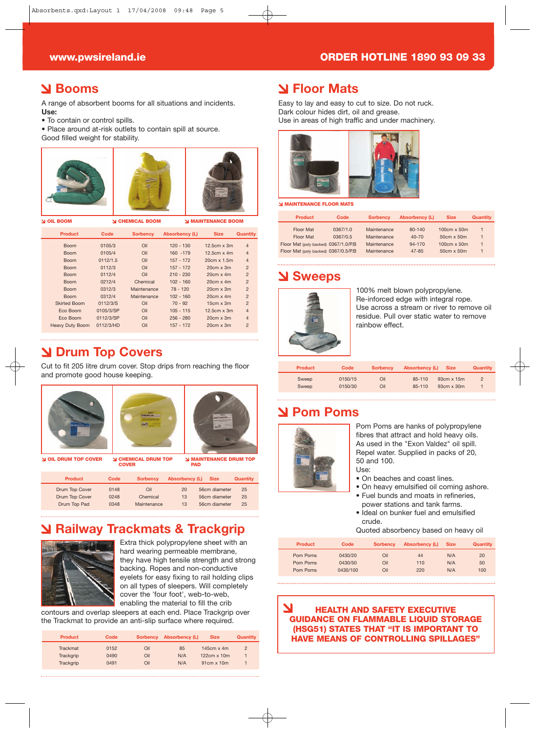www.pwsireland.ie

ORDER HOTLINE 1890 93 09 33

## Booms

A range of absorbent booms for all situations and incidents.
**Use:**

- To contain or control spills.
- Place around at-risk outlets to contain spill at source.

Good filled weight for stability.

OIL BOOM — CHEMICAL BOOM — MAINTENANCE BOOM

| Product | Code | Sorbency | Absorbency (L) | Size | Quantity |
|---|---|---|---|---|---|
| Boom | 0105/3 | Oil | 120 - 130 | 12.5cm x 3m | 4 |
| Boom | 0105/4 | Oil | 160 -179 | 12.5cm x 4m | 4 |
| Boom | 0112/1.5 | Oil | 157 - 172 | 20cm x 1.5m | 4 |
| Boom | 0112/3 | Oil | 157 - 172 | 20cm x 3m | 2 |
| Boom | 0112/4 | Oil | 210 - 230 | 20cm x 4m | 2 |
| Boom | 0212/4 | Chemical | 102 - 160 | 20cm x 4m | 2 |
| Boom | 0312/3 | Maintenance | 78 - 120 | 20cm x 3m | 2 |
| Boom | 0312/4 | Maintenance | 102 - 160 | 20cm x 4m | 2 |
| Skirted Boom | 0112/3/S | Oil | 70 - 92 | 15cm x 3m | 2 |
| Eco Boom | 0105/3/SP | Oil | 105 - 115 | 12.5cm x 3m | 4 |
| Eco Boom | 0112/3/SP | Oil | 256 - 280 | 20cm x 3m | 4 |
| Heavy Duty Boom | 0112/3/HD | Oil | 157 - 172 | 20cm x 3m | 2 |

## Drum Top Covers

Cut to fit 205 litre drum cover. Stop drips from reaching the floor and promote good house keeping.

OIL DRUM TOP COVER — CHEMICAL DRUM TOP COVER — MAINTENANCE DRUM TOP PAD

| Product | Code | Sorbency | Absorbency (L) | Size | Quantity |
|---|---|---|---|---|---|
| Drum Top Cover | 0148 | Oil | 20 | 56cm diameter | 25 |
| Drum Top Cover | 0248 | Chemical | 13 | 56cm diameter | 25 |
| Drum Top Pad | 0348 | Maintenance | 13 | 56cm diameter | 25 |

## Railway Trackmats & Trackgrip

Extra thick polypropylene sheet with an hard wearing permeable membrane, they have high tensile strength and strong backing. Ropes and non-conductive eyelets for easy fixing to rail holding clips on all types of sleepers. Will completely cover the 'four foot', web-to-web, enabling the material to fill the crib contours and overlap sleepers at each end. Place Trackgrip over the Trackmat to provide an anti-slip surface where required.

| Product | Code | Sorbency | Absorbency (L) | Size | Quantity |
|---|---|---|---|---|---|
| Trackmat | 0152 | Oil | 85 | 145cm x 4m | 2 |
| Trackgrip | 0490 | Oil | N/A | 122cm x 10m | 1 |
| Trackgrip | 0491 | Oil | N/A | 91cm x 10m | 1 |

## Floor Mats

Easy to lay and easy to cut to size. Do not ruck.
Dark colour hides dirt, oil and grease.
Use in areas of high traffic and under machinery.

MAINTENANCE FLOOR MATS

| Product | Code | Sorbency | Absorbency (L) | Size | Quantity |
|---|---|---|---|---|---|
| Floor Mat | 0367/1.0 | Maintenance | 80-140 | 100cm x 50m | 1 |
| Floor Mat | 0367/0.5 | Maintenance | 40-70 | 50cm x 50m | 1 |
| Floor Mat (poly backed) | 0367/1.0/P.B | Maintenance | 94-170 | 100cm x 50m | 1 |
| Floor Mat (poly backed) | 0367/0.5/P.B | Maintenance | 47-85 | 50cm x 50m | 1 |

## Sweeps

100% melt blown polypropylene.
Re-inforced edge with integral rope.
Use across a stream or river to remove oil residue. Pull over static water to remove rainbow effect.

| Product | Code | Sorbency | Absorbency (L) | Size | Quantity |
|---|---|---|---|---|---|
| Sweep | 0150/15 | Oil | 85-110 | 93cm x 15m | 2 |
| Sweep | 0150/30 | Oil | 85-110 | 93cm x 30m | 1 |

## Pom Poms

Pom Poms are hanks of polypropylene fibres that attract and hold heavy oils. As used in the "Exon Valdez" oil spill. Repel water. Supplied in packs of 20, 50 and 100.
Use:

- On beaches and coast lines.
- On heavy emulsified oil coming ashore.
- Fuel bunds and moats in refineries, power stations and tank farms.
- Ideal on bunker fuel and emulsified crude.

Quoted absorbency based on heavy oil

| Product | Code | Sorbency | Absorbency (L) | Size | Quantity |
|---|---|---|---|---|---|
| Pom Poms | 0430/20 | Oil | 44 | N/A | 20 |
| Pom Poms | 0430/50 | Oil | 110 | N/A | 50 |
| Pom Poms | 0430/100 | Oil | 220 | N/A | 100 |

**HEALTH AND SAFETY EXECUTIVE GUIDANCE ON FLAMMABLE LIQUID STORAGE (HSG51) STATES THAT "IT IS IMPORTANT TO HAVE MEANS OF CONTROLLING SPILLAGES"**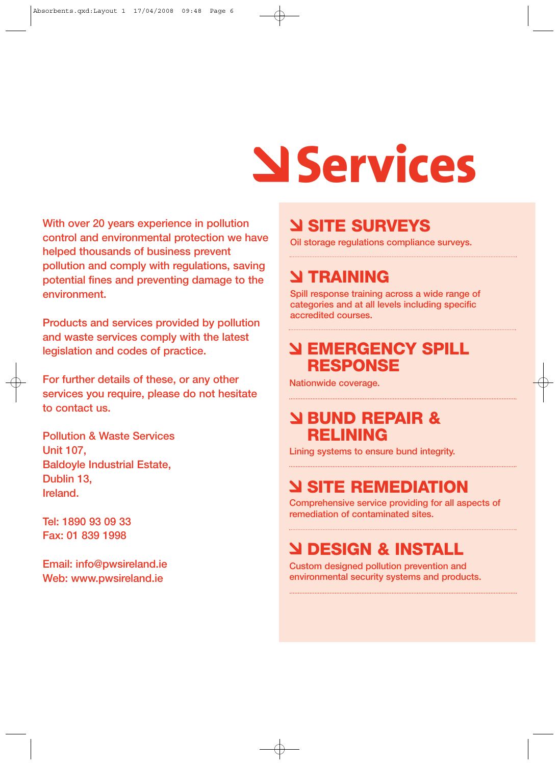# ↘ Services

With over 20 years experience in pollution control and environmental protection we have helped thousands of business prevent pollution and comply with regulations, saving potential fines and preventing damage to the environment.

Products and services provided by pollution and waste services comply with the latest legislation and codes of practice.

For further details of these, or any other services you require, please do not hesitate to contact us.

Pollution & Waste Services
Unit 107,
Baldoyle Industrial Estate,
Dublin 13,
Ireland.

Tel: 1890 93 09 33
Fax: 01 839 1998

Email: info@pwsireland.ie
Web: www.pwsireland.ie

## ↘ SITE SURVEYS

Oil storage regulations compliance surveys.

## ↘ TRAINING

Spill response training across a wide range of categories and at all levels including specific accredited courses.

## ↘ EMERGENCY SPILL RESPONSE

Nationwide coverage.

## ↘ BUND REPAIR & RELINING

Lining systems to ensure bund integrity.

## ↘ SITE REMEDIATION

Comprehensive service providing for all aspects of remediation of contaminated sites.

## ↘ DESIGN & INSTALL

Custom designed pollution prevention and environmental security systems and products.